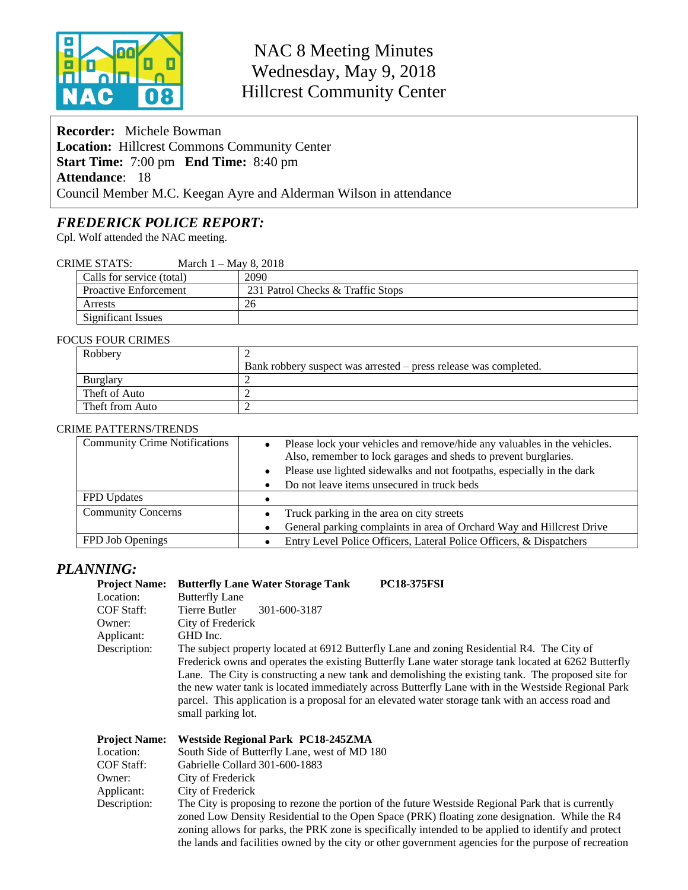# NAC 8 Meeting Minutes
## Wednesday, May 9, 2018
## Hillcrest Community Center

**Recorder:** Michele Bowman
**Location:** Hillcrest Commons Community Center
**Start Time:** 7:00 pm **End Time:** 8:40 pm
**Attendance**: 18
Council Member M.C. Keegan Ayre and Alderman Wilson in attendance

## *FREDERICK POLICE REPORT:*

Cpl. Wolf attended the NAC meeting.

CRIME STATS: March 1 – May 8, 2018

| | |
|---|---|
| Calls for service (total) | 2090 |
| Proactive Enforcement | 231 Patrol Checks & Traffic Stops |
| Arrests | 26 |
| Significant Issues | |

FOCUS FOUR CRIMES

| | |
|---|---|
| Robbery | 2<br>Bank robbery suspect was arrested – press release was completed. |
| Burglary | 2 |
| Theft of Auto | 2 |
| Theft from Auto | 2 |

CRIME PATTERNS/TRENDS

| | |
|---|---|
| Community Crime Notifications | • Please lock your vehicles and remove/hide any valuables in the vehicles. Also, remember to lock garages and sheds to prevent burglaries.<br>• Please use lighted sidewalks and not footpaths, especially in the dark<br>• Do not leave items unsecured in truck beds |
| FPD Updates | • |
| Community Concerns | • Truck parking in the area on city streets<br>• General parking complaints in area of Orchard Way and Hillcrest Drive |
| FPD Job Openings | • Entry Level Police Officers, Lateral Police Officers, & Dispatchers |

## *PLANNING:*

**Project Name:** **Butterfly Lane Water Storage Tank** **PC18-375FSI**
Location: Butterfly Lane
COF Staff: Tierre Butler 301-600-3187
Owner: City of Frederick
Applicant: GHD Inc.
Description: The subject property located at 6912 Butterfly Lane and zoning Residential R4. The City of Frederick owns and operates the existing Butterfly Lane water storage tank located at 6262 Butterfly Lane. The City is constructing a new tank and demolishing the existing tank. The proposed site for the new water tank is located immediately across Butterfly Lane with in the Westside Regional Park parcel. This application is a proposal for an elevated water storage tank with an access road and small parking lot.

**Project Name:** **Westside Regional Park PC18-245ZMA**
Location: South Side of Butterfly Lane, west of MD 180
COF Staff: Gabrielle Collard 301-600-1883
Owner: City of Frederick
Applicant: City of Frederick
Description: The City is proposing to rezone the portion of the future Westside Regional Park that is currently zoned Low Density Residential to the Open Space (PRK) floating zone designation. While the R4 zoning allows for parks, the PRK zone is specifically intended to be applied to identify and protect the lands and facilities owned by the city or other government agencies for the purpose of recreation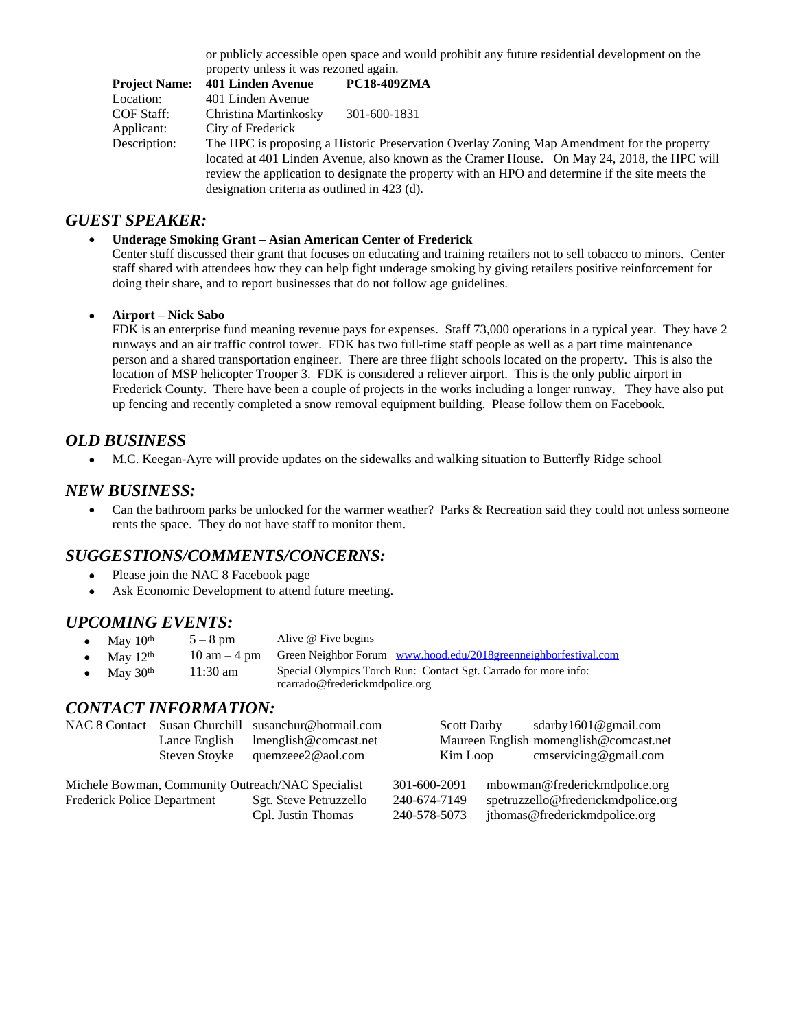or publicly accessible open space and would prohibit any future residential development on the property unless it was rezoned again.

| | | |
|---|---|---|
| **Project Name:** | **401 Linden Avenue** | **PC18-409ZMA** |
| Location: | 401 Linden Avenue | |
| COF Staff: | Christina Martinkosky | 301-600-1831 |
| Applicant: | City of Frederick | |
| Description: | The HPC is proposing a Historic Preservation Overlay Zoning Map Amendment for the property located at 401 Linden Avenue, also known as the Cramer House. On May 24, 2018, the HPC will review the application to designate the property with an HPO and determine if the site meets the designation criteria as outlined in 423 (d). | |

## *GUEST SPEAKER:*

- **Underage Smoking Grant – Asian American Center of Frederick**
  Center stuff discussed their grant that focuses on educating and training retailers not to sell tobacco to minors. Center staff shared with attendees how they can help fight underage smoking by giving retailers positive reinforcement for doing their share, and to report businesses that do not follow age guidelines.

- **Airport – Nick Sabo**
  FDK is an enterprise fund meaning revenue pays for expenses. Staff 73,000 operations in a typical year. They have 2 runways and an air traffic control tower. FDK has two full-time staff people as well as a part time maintenance person and a shared transportation engineer. There are three flight schools located on the property. This is also the location of MSP helicopter Trooper 3. FDK is considered a reliever airport. This is the only public airport in Frederick County. There have been a couple of projects in the works including a longer runway. They have also put up fencing and recently completed a snow removal equipment building. Please follow them on Facebook.

## *OLD BUSINESS*

- M.C. Keegan-Ayre will provide updates on the sidewalks and walking situation to Butterfly Ridge school

## *NEW BUSINESS:*

- Can the bathroom parks be unlocked for the warmer weather? Parks & Recreation said they could not unless someone rents the space. They do not have staff to monitor them.

## *SUGGESTIONS/COMMENTS/CONCERNS:*

- Please join the NAC 8 Facebook page
- Ask Economic Development to attend future meeting.

## *UPCOMING EVENTS:*

- May 10th — 5 – 8 pm — Alive @ Five begins
- May 12th — 10 am – 4 pm — Green Neighbor Forum [www.hood.edu/2018greenneighborfestival.com](http://www.hood.edu/2018greenneighborfestival.com)
- May 30th — 11:30 am — Special Olympics Torch Run: Contact Sgt. Carrado for more info: rcarrado@frederickmdpolice.org

## *CONTACT INFORMATION:*

| | | | | |
|---|---|---|---|---|
| NAC 8 Contact | Susan Churchill | susanchur@hotmail.com | Scott Darby | sdarby1601@gmail.com |
| | Lance English | lmenglish@comcast.net | Maureen English | momenglish@comcast.net |
| | Steven Stoyke | quemzeee2@aol.com | Kim Loop | cmservicing@gmail.com |

| | | | |
|---|---|---|---|
| Michele Bowman, Community Outreach/NAC Specialist | | 301-600-2091 | mbowman@frederickmdpolice.org |
| Frederick Police Department | Sgt. Steve Petruzzello | 240-674-7149 | spetruzzello@frederickmdpolice.org |
| | Cpl. Justin Thomas | 240-578-5073 | jthomas@frederickmdpolice.org |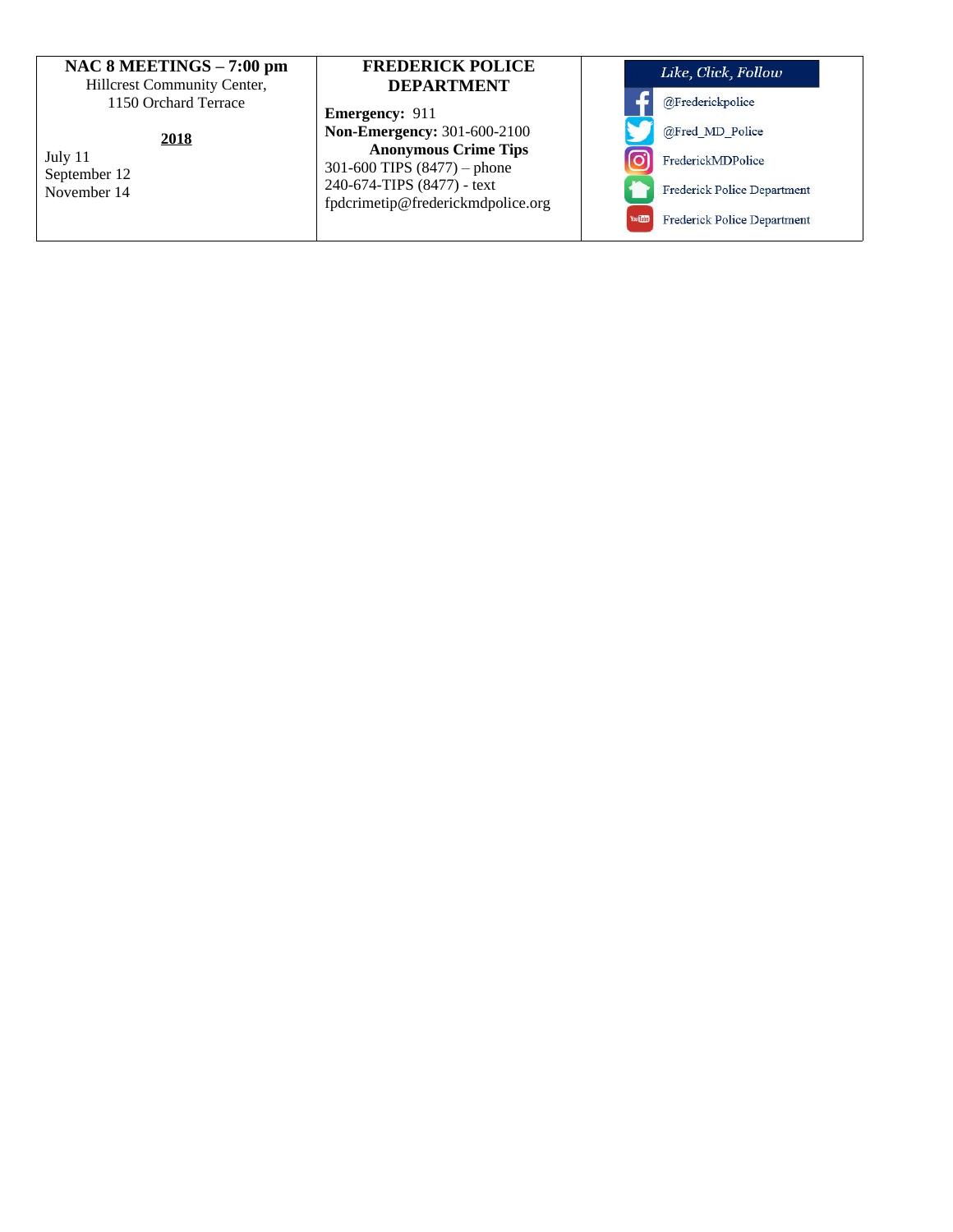| | | |
|---|---|---|
| **NAC 8 MEETINGS – 7:00 pm**<br>Hillcrest Community Center,<br>1150 Orchard Terrace<br><br>**<u>2018</u>**<br>July 11<br>September 12<br>November 14 | **FREDERICK POLICE DEPARTMENT**<br><br>**Emergency:** 911<br>**Non-Emergency:** 301-600-2100<br>**Anonymous Crime Tips**<br>301-600 TIPS (8477) – phone<br>240-674-TIPS (8477) - text<br>fpdcrimetip@frederickmdpolice.org | *Like, Click, Follow*<br>@Frederickpolice<br>@Fred_MD_Police<br>FrederickMDPolice<br>Frederick Police Department<br>Frederick Police Department |